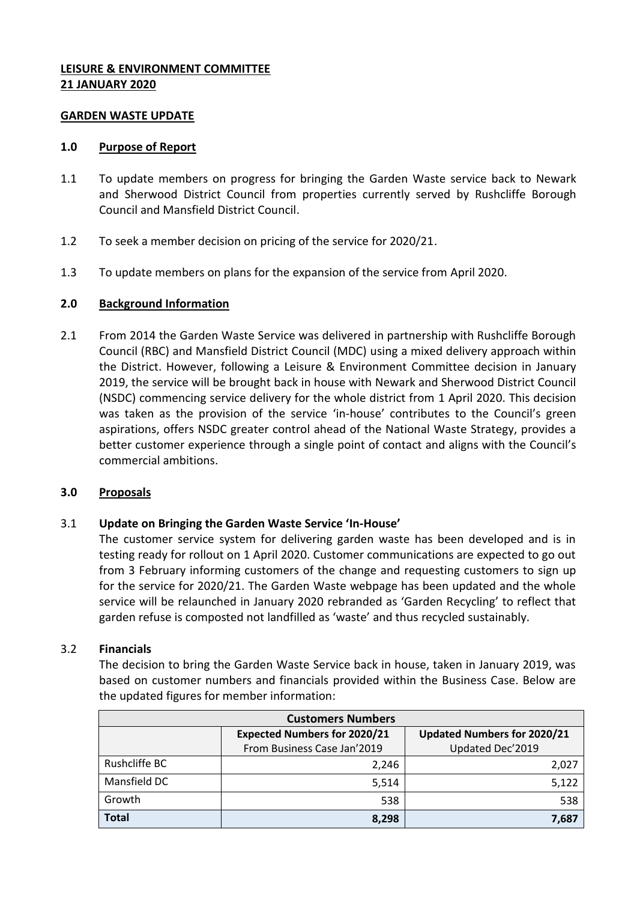**LEISURE & ENVIRONMENT COMMITTEE**
**21 JANUARY 2020**

**GARDEN WASTE UPDATE**

## 1.0 Purpose of Report

1.1 To update members on progress for bringing the Garden Waste service back to Newark and Sherwood District Council from properties currently served by Rushcliffe Borough Council and Mansfield District Council.

1.2 To seek a member decision on pricing of the service for 2020/21.

1.3 To update members on plans for the expansion of the service from April 2020.

## 2.0 Background Information

2.1 From 2014 the Garden Waste Service was delivered in partnership with Rushcliffe Borough Council (RBC) and Mansfield District Council (MDC) using a mixed delivery approach within the District. However, following a Leisure & Environment Committee decision in January 2019, the service will be brought back in house with Newark and Sherwood District Council (NSDC) commencing service delivery for the whole district from 1 April 2020. This decision was taken as the provision of the service 'in-house' contributes to the Council's green aspirations, offers NSDC greater control ahead of the National Waste Strategy, provides a better customer experience through a single point of contact and aligns with the Council's commercial ambitions.

## 3.0 Proposals

3.1 **Update on Bringing the Garden Waste Service 'In-House'**

The customer service system for delivering garden waste has been developed and is in testing ready for rollout on 1 April 2020. Customer communications are expected to go out from 3 February informing customers of the change and requesting customers to sign up for the service for 2020/21. The Garden Waste webpage has been updated and the whole service will be relaunched in January 2020 rebranded as 'Garden Recycling' to reflect that garden refuse is composted not landfilled as 'waste' and thus recycled sustainably.

3.2 **Financials**

The decision to bring the Garden Waste Service back in house, taken in January 2019, was based on customer numbers and financials provided within the Business Case. Below are the updated figures for member information:

| Customers Numbers | | |
|---|---|---|
| | **Expected Numbers for 2020/21** From Business Case Jan'2019 | **Updated Numbers for 2020/21** Updated Dec'2019 |
| Rushcliffe BC | 2,246 | 2,027 |
| Mansfield DC | 5,514 | 5,122 |
| Growth | 538 | 538 |
| **Total** | **8,298** | **7,687** |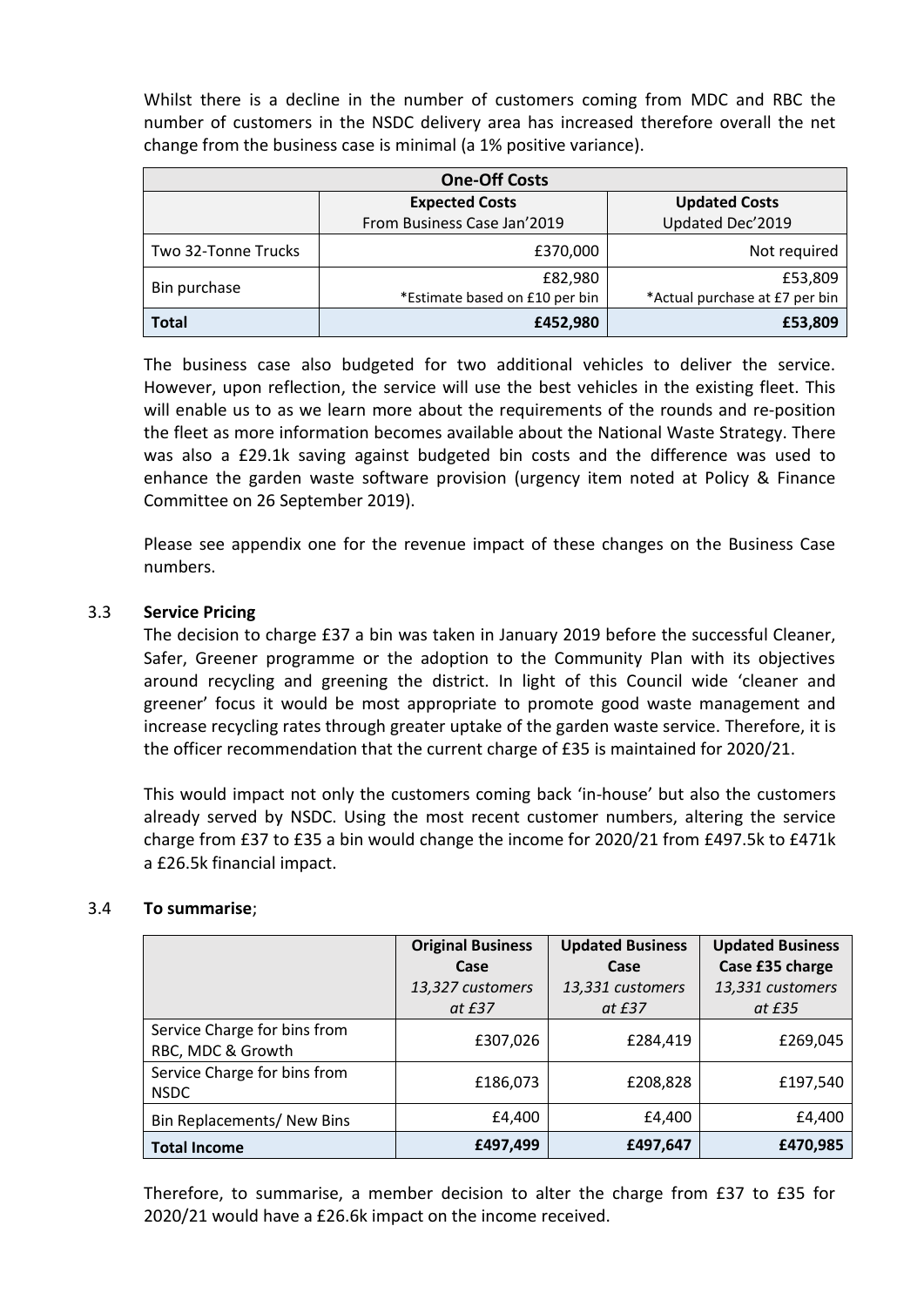Whilst there is a decline in the number of customers coming from MDC and RBC the number of customers in the NSDC delivery area has increased therefore overall the net change from the business case is minimal (a 1% positive variance).

| One-Off Costs | | |
|---|---|---|
| | **Expected Costs**<br>From Business Case Jan'2019 | **Updated Costs**<br>Updated Dec'2019 |
| Two 32-Tonne Trucks | £370,000 | Not required |
| Bin purchase | £82,980<br>*Estimate based on £10 per bin | £53,809<br>*Actual purchase at £7 per bin |
| **Total** | **£452,980** | **£53,809** |

The business case also budgeted for two additional vehicles to deliver the service. However, upon reflection, the service will use the best vehicles in the existing fleet. This will enable us to as we learn more about the requirements of the rounds and re-position the fleet as more information becomes available about the National Waste Strategy. There was also a £29.1k saving against budgeted bin costs and the difference was used to enhance the garden waste software provision (urgency item noted at Policy & Finance Committee on 26 September 2019).

Please see appendix one for the revenue impact of these changes on the Business Case numbers.

3.3 **Service Pricing**

The decision to charge £37 a bin was taken in January 2019 before the successful Cleaner, Safer, Greener programme or the adoption to the Community Plan with its objectives around recycling and greening the district. In light of this Council wide 'cleaner and greener' focus it would be most appropriate to promote good waste management and increase recycling rates through greater uptake of the garden waste service. Therefore, it is the officer recommendation that the current charge of £35 is maintained for 2020/21.

This would impact not only the customers coming back 'in-house' but also the customers already served by NSDC. Using the most recent customer numbers, altering the service charge from £37 to £35 a bin would change the income for 2020/21 from £497.5k to £471k a £26.5k financial impact.

3.4 **To summarise**;

| | **Original Business Case**<br>*13,327 customers at £37* | **Updated Business Case**<br>*13,331 customers at £37* | **Updated Business Case £35 charge**<br>*13,331 customers at £35* |
|---|---|---|---|
| Service Charge for bins from RBC, MDC & Growth | £307,026 | £284,419 | £269,045 |
| Service Charge for bins from NSDC | £186,073 | £208,828 | £197,540 |
| Bin Replacements/ New Bins | £4,400 | £4,400 | £4,400 |
| **Total Income** | **£497,499** | **£497,647** | **£470,985** |

Therefore, to summarise, a member decision to alter the charge from £37 to £35 for 2020/21 would have a £26.6k impact on the income received.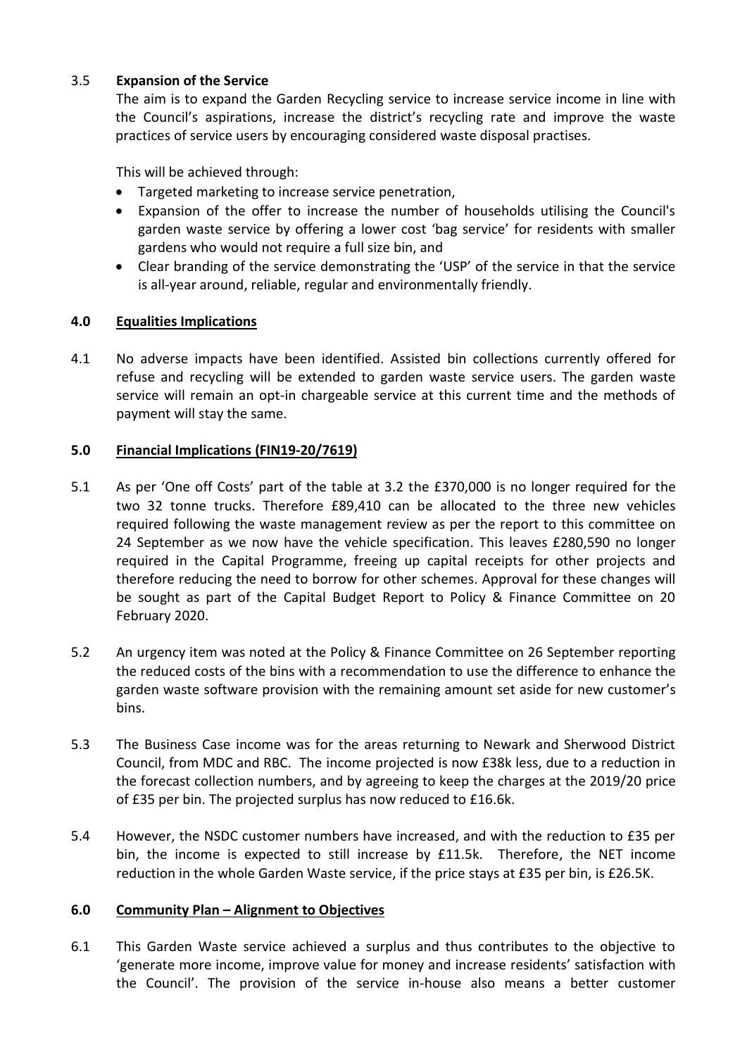3.5 **Expansion of the Service**

The aim is to expand the Garden Recycling service to increase service income in line with the Council's aspirations, increase the district's recycling rate and improve the waste practices of service users by encouraging considered waste disposal practises.

This will be achieved through:

- Targeted marketing to increase service penetration,
- Expansion of the offer to increase the number of households utilising the Council's garden waste service by offering a lower cost 'bag service' for residents with smaller gardens who would not require a full size bin, and
- Clear branding of the service demonstrating the 'USP' of the service in that the service is all-year around, reliable, regular and environmentally friendly.

## 4.0 Equalities Implications

4.1 No adverse impacts have been identified. Assisted bin collections currently offered for refuse and recycling will be extended to garden waste service users. The garden waste service will remain an opt-in chargeable service at this current time and the methods of payment will stay the same.

## 5.0 Financial Implications (FIN19-20/7619)

5.1 As per 'One off Costs' part of the table at 3.2 the £370,000 is no longer required for the two 32 tonne trucks. Therefore £89,410 can be allocated to the three new vehicles required following the waste management review as per the report to this committee on 24 September as we now have the vehicle specification. This leaves £280,590 no longer required in the Capital Programme, freeing up capital receipts for other projects and therefore reducing the need to borrow for other schemes. Approval for these changes will be sought as part of the Capital Budget Report to Policy & Finance Committee on 20 February 2020.

5.2 An urgency item was noted at the Policy & Finance Committee on 26 September reporting the reduced costs of the bins with a recommendation to use the difference to enhance the garden waste software provision with the remaining amount set aside for new customer's bins.

5.3 The Business Case income was for the areas returning to Newark and Sherwood District Council, from MDC and RBC. The income projected is now £38k less, due to a reduction in the forecast collection numbers, and by agreeing to keep the charges at the 2019/20 price of £35 per bin. The projected surplus has now reduced to £16.6k.

5.4 However, the NSDC customer numbers have increased, and with the reduction to £35 per bin, the income is expected to still increase by £11.5k. Therefore, the NET income reduction in the whole Garden Waste service, if the price stays at £35 per bin, is £26.5K.

## 6.0 Community Plan – Alignment to Objectives

6.1 This Garden Waste service achieved a surplus and thus contributes to the objective to 'generate more income, improve value for money and increase residents' satisfaction with the Council'. The provision of the service in-house also means a better customer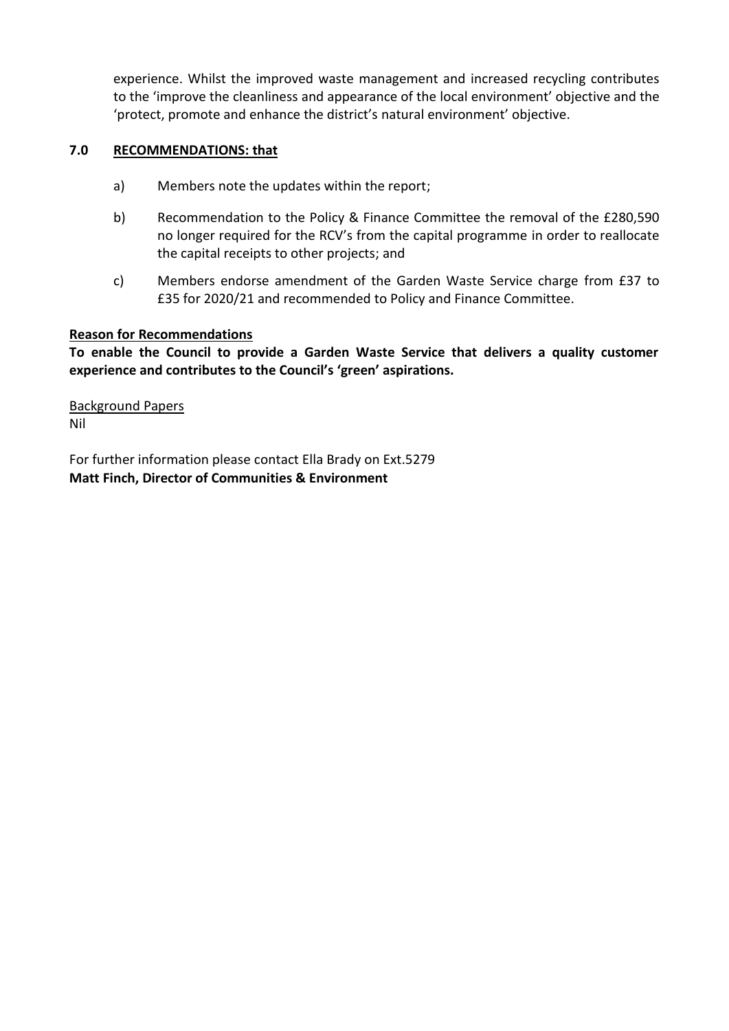experience. Whilst the improved waste management and increased recycling contributes to the 'improve the cleanliness and appearance of the local environment' objective and the 'protect, promote and enhance the district's natural environment' objective.

## 7.0 RECOMMENDATIONS: that

a) Members note the updates within the report;

b) Recommendation to the Policy & Finance Committee the removal of the £280,590 no longer required for the RCV's from the capital programme in order to reallocate the capital receipts to other projects; and

c) Members endorse amendment of the Garden Waste Service charge from £37 to £35 for 2020/21 and recommended to Policy and Finance Committee.

**Reason for Recommendations**

**To enable the Council to provide a Garden Waste Service that delivers a quality customer experience and contributes to the Council's 'green' aspirations.**

Background Papers
Nil

For further information please contact Ella Brady on Ext.5279
**Matt Finch, Director of Communities & Environment**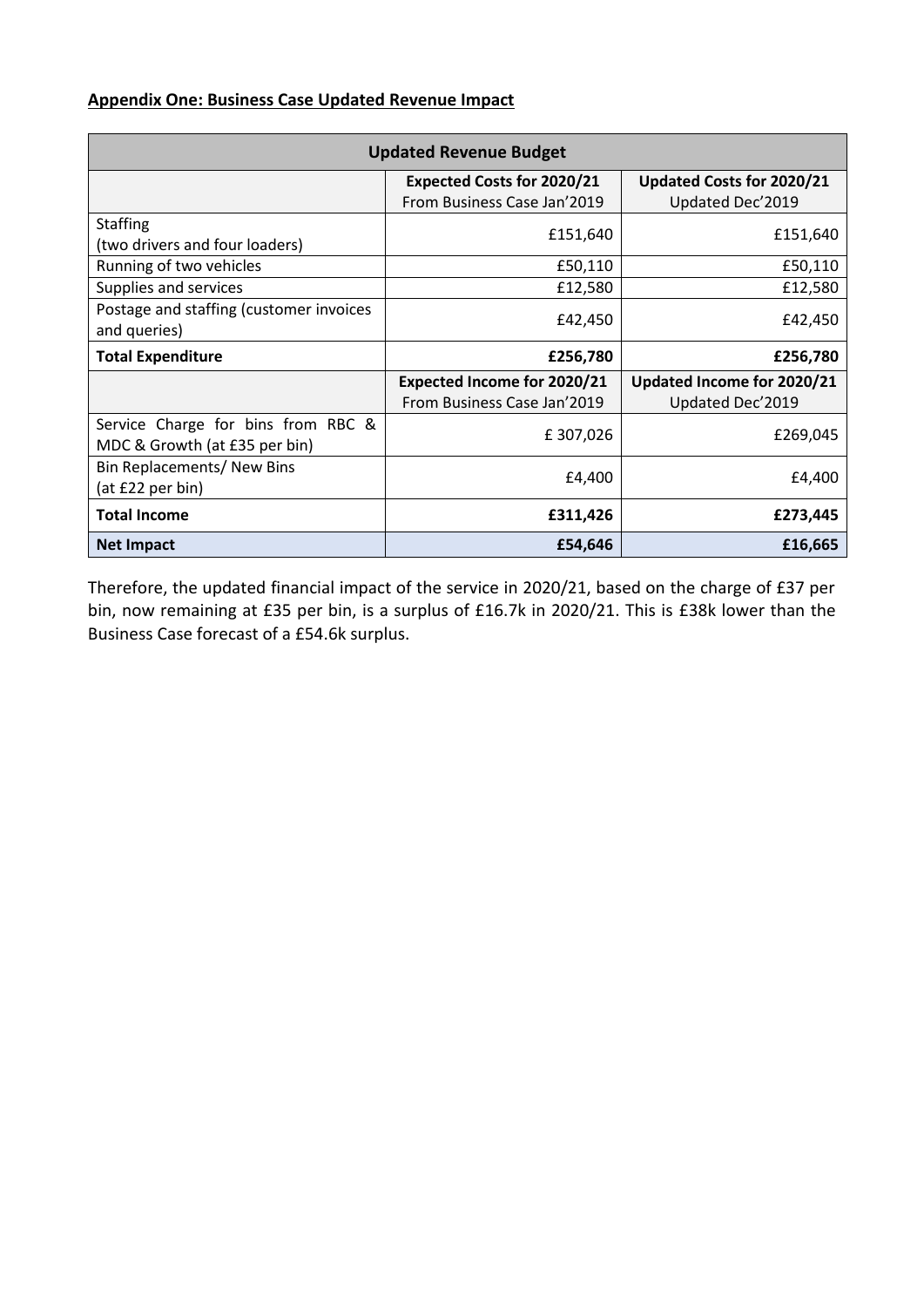**Appendix One: Business Case Updated Revenue Impact**

| Updated Revenue Budget | | |
|---|---|---|
| | **Expected Costs for 2020/21** From Business Case Jan'2019 | **Updated Costs for 2020/21** Updated Dec'2019 |
| Staffing (two drivers and four loaders) | £151,640 | £151,640 |
| Running of two vehicles | £50,110 | £50,110 |
| Supplies and services | £12,580 | £12,580 |
| Postage and staffing (customer invoices and queries) | £42,450 | £42,450 |
| **Total Expenditure** | **£256,780** | **£256,780** |
| | **Expected Income for 2020/21** From Business Case Jan'2019 | **Updated Income for 2020/21** Updated Dec'2019 |
| Service Charge for bins from RBC & MDC & Growth (at £35 per bin) | £ 307,026 | £269,045 |
| Bin Replacements/ New Bins (at £22 per bin) | £4,400 | £4,400 |
| **Total Income** | **£311,426** | **£273,445** |
| **Net Impact** | **£54,646** | **£16,665** |

Therefore, the updated financial impact of the service in 2020/21, based on the charge of £37 per bin, now remaining at £35 per bin, is a surplus of £16.7k in 2020/21. This is £38k lower than the Business Case forecast of a £54.6k surplus.